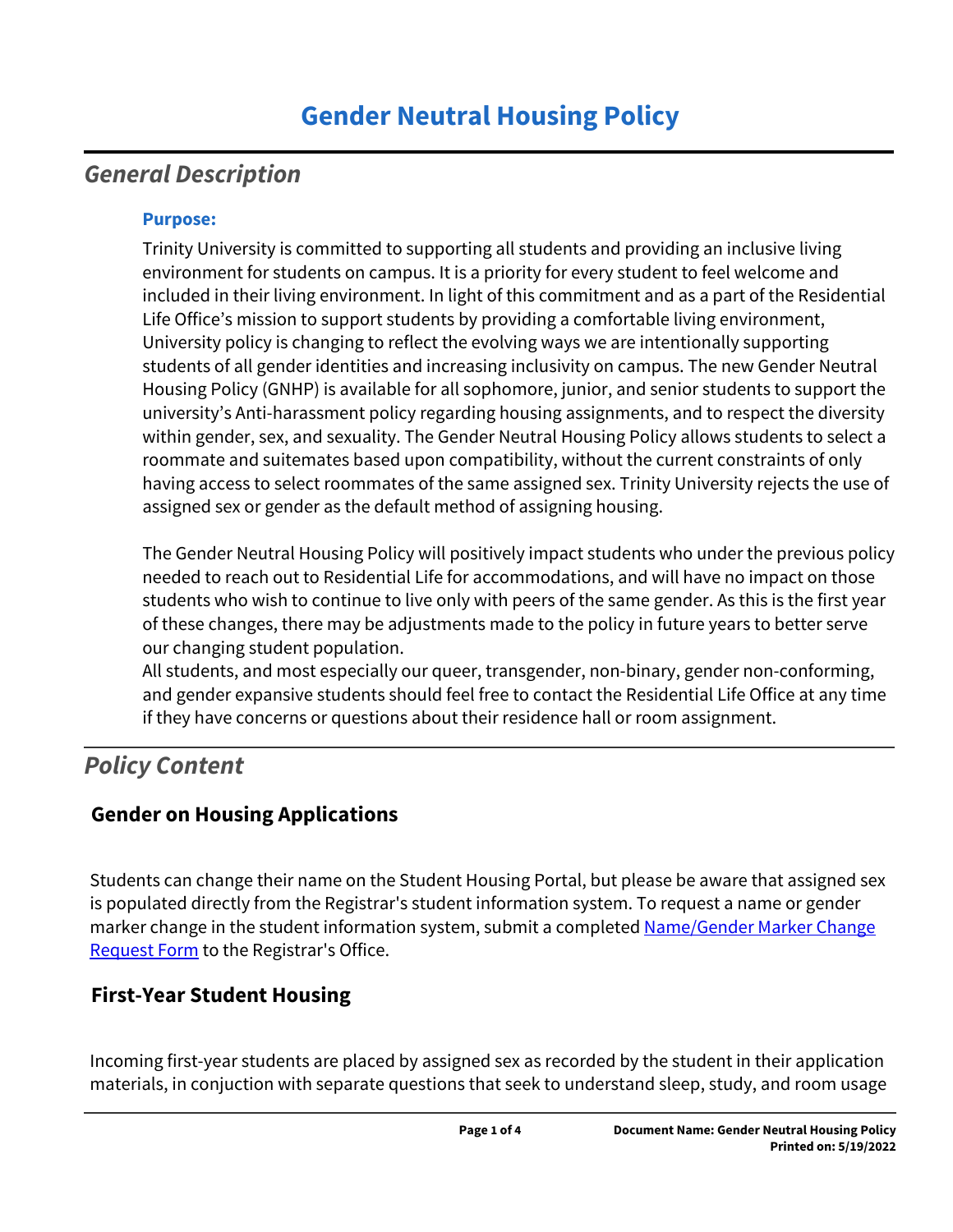# Gender Neutral Housing Policy

## *General Description*

### Purpose:

Trinity University is committed to supporting all students and providing an inclusive living environment for students on campus. It is a priority for every student to feel welcome and included in their living environment. In light of this commitment and as a part of the Residential Life Office's mission to support students by providing a comfortable living environment, University policy is changing to reflect the evolving ways we are intentionally supporting students of all gender identities and increasing inclusivity on campus. The new Gender Neutral Housing Policy (GNHP) is available for all sophomore, junior, and senior students to support the university's Anti-harassment policy regarding housing assignments, and to respect the diversity within gender, sex, and sexuality. The Gender Neutral Housing Policy allows students to select a roommate and suitemates based upon compatibility, without the current constraints of only having access to select roommates of the same assigned sex. Trinity University rejects the use of assigned sex or gender as the default method of assigning housing.

The Gender Neutral Housing Policy will positively impact students who under the previous policy needed to reach out to Residential Life for accommodations, and will have no impact on those students who wish to continue to live only with peers of the same gender. As this is the first year of these changes, there may be adjustments made to the policy in future years to better serve our changing student population.
All students, and most especially our queer, transgender, non-binary, gender non-conforming, and gender expansive students should feel free to contact the Residential Life Office at any time if they have concerns or questions about their residence hall or room assignment.

## *Policy Content*

### Gender on Housing Applications

Students can change their name on the Student Housing Portal, but please be aware that assigned sex is populated directly from the Registrar's student information system. To request a name or gender marker change in the student information system, submit a completed Name/Gender Marker Change Request Form to the Registrar's Office.

### First-Year Student Housing

Incoming first-year students are placed by assigned sex as recorded by the student in their application materials, in conjuction with separate questions that seek to understand sleep, study, and room usage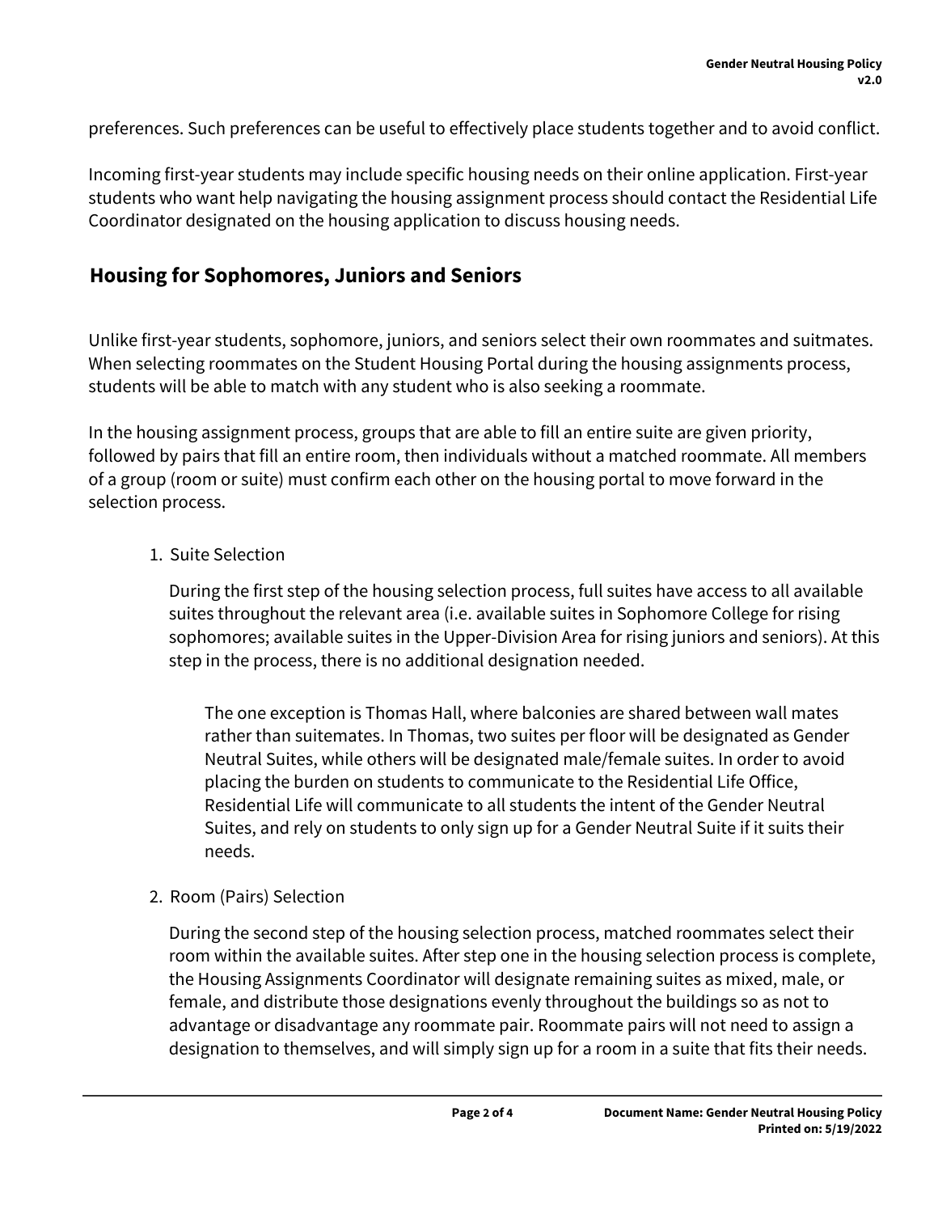preferences. Such preferences can be useful to effectively place students together and to avoid conflict.

Incoming first-year students may include specific housing needs on their online application. First-year students who want help navigating the housing assignment process should contact the Residential Life Coordinator designated on the housing application to discuss housing needs.

## Housing for Sophomores, Juniors and Seniors

Unlike first-year students, sophomore, juniors, and seniors select their own roommates and suitmates. When selecting roommates on the Student Housing Portal during the housing assignments process, students will be able to match with any student who is also seeking a roommate.

In the housing assignment process, groups that are able to fill an entire suite are given priority, followed by pairs that fill an entire room, then individuals without a matched roommate. All members of a group (room or suite) must confirm each other on the housing portal to move forward in the selection process.

1. Suite Selection

   During the first step of the housing selection process, full suites have access to all available suites throughout the relevant area (i.e. available suites in Sophomore College for rising sophomores; available suites in the Upper-Division Area for rising juniors and seniors). At this step in the process, there is no additional designation needed.

   > The one exception is Thomas Hall, where balconies are shared between wall mates rather than suitemates. In Thomas, two suites per floor will be designated as Gender Neutral Suites, while others will be designated male/female suites. In order to avoid placing the burden on students to communicate to the Residential Life Office, Residential Life will communicate to all students the intent of the Gender Neutral Suites, and rely on students to only sign up for a Gender Neutral Suite if it suits their needs.

2. Room (Pairs) Selection

   During the second step of the housing selection process, matched roommates select their room within the available suites. After step one in the housing selection process is complete, the Housing Assignments Coordinator will designate remaining suites as mixed, male, or female, and distribute those designations evenly throughout the buildings so as not to advantage or disadvantage any roommate pair. Roommate pairs will not need to assign a designation to themselves, and will simply sign up for a room in a suite that fits their needs.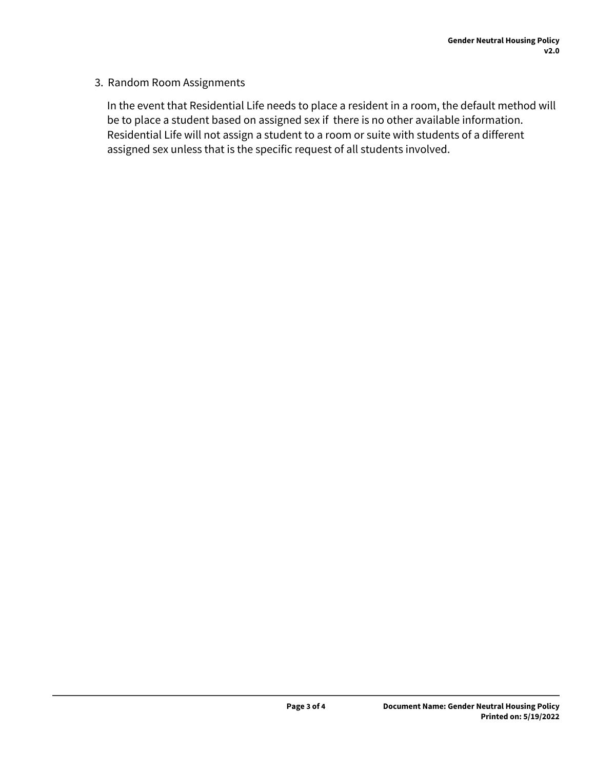3. Random Room Assignments

   In the event that Residential Life needs to place a resident in a room, the default method will be to place a student based on assigned sex if there is no other available information. Residential Life will not assign a student to a room or suite with students of a different assigned sex unless that is the specific request of all students involved.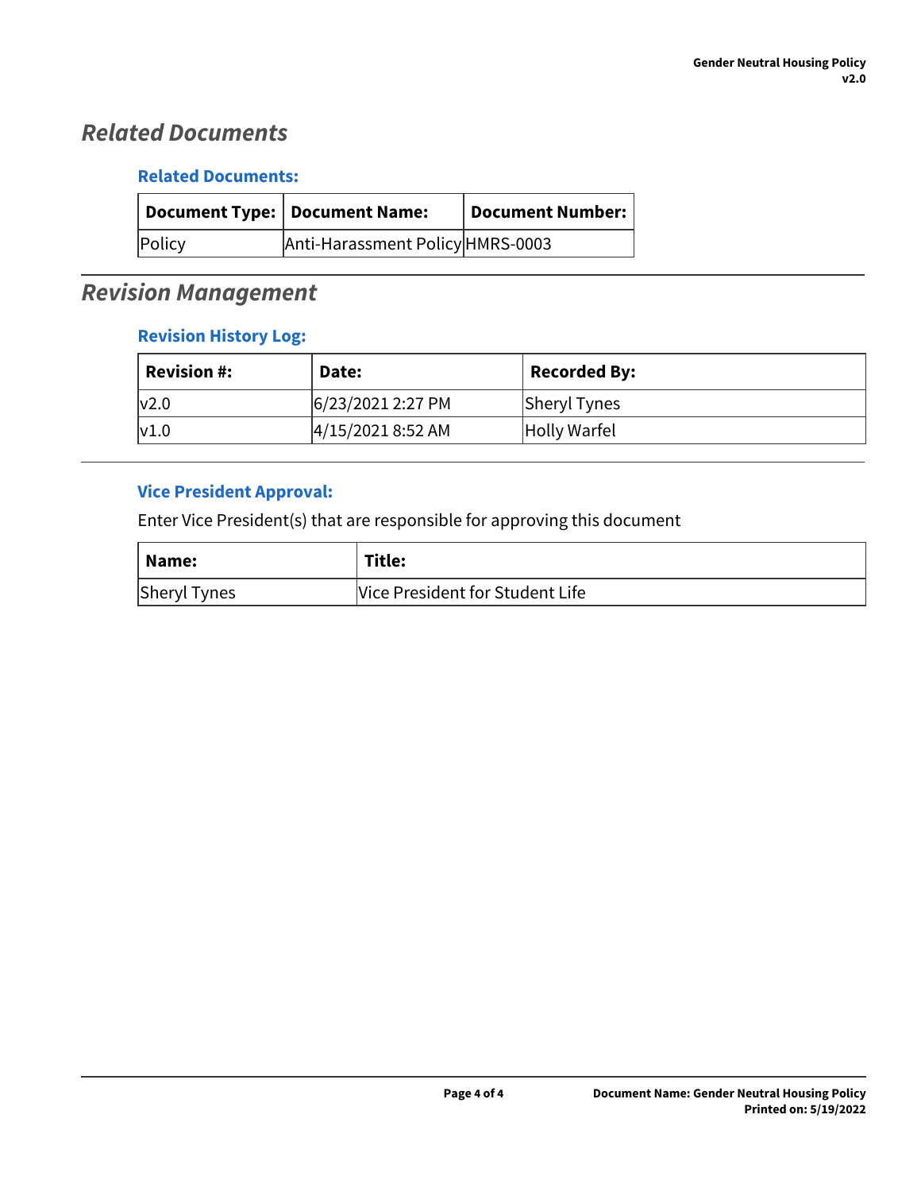## *Related Documents*

### Related Documents:

| Document Type: | Document Name: | Document Number: |
| --- | --- | --- |
| Policy | Anti-Harassment Policy | HMRS-0003 |

## *Revision Management*

### Revision History Log:

| Revision #: | Date: | Recorded By: |
| --- | --- | --- |
| v2.0 | 6/23/2021 2:27 PM | Sheryl Tynes |
| v1.0 | 4/15/2021 8:52 AM | Holly Warfel |

### Vice President Approval:

Enter Vice President(s) that are responsible for approving this document

| Name: | Title: |
| --- | --- |
| Sheryl Tynes | Vice President for Student Life |